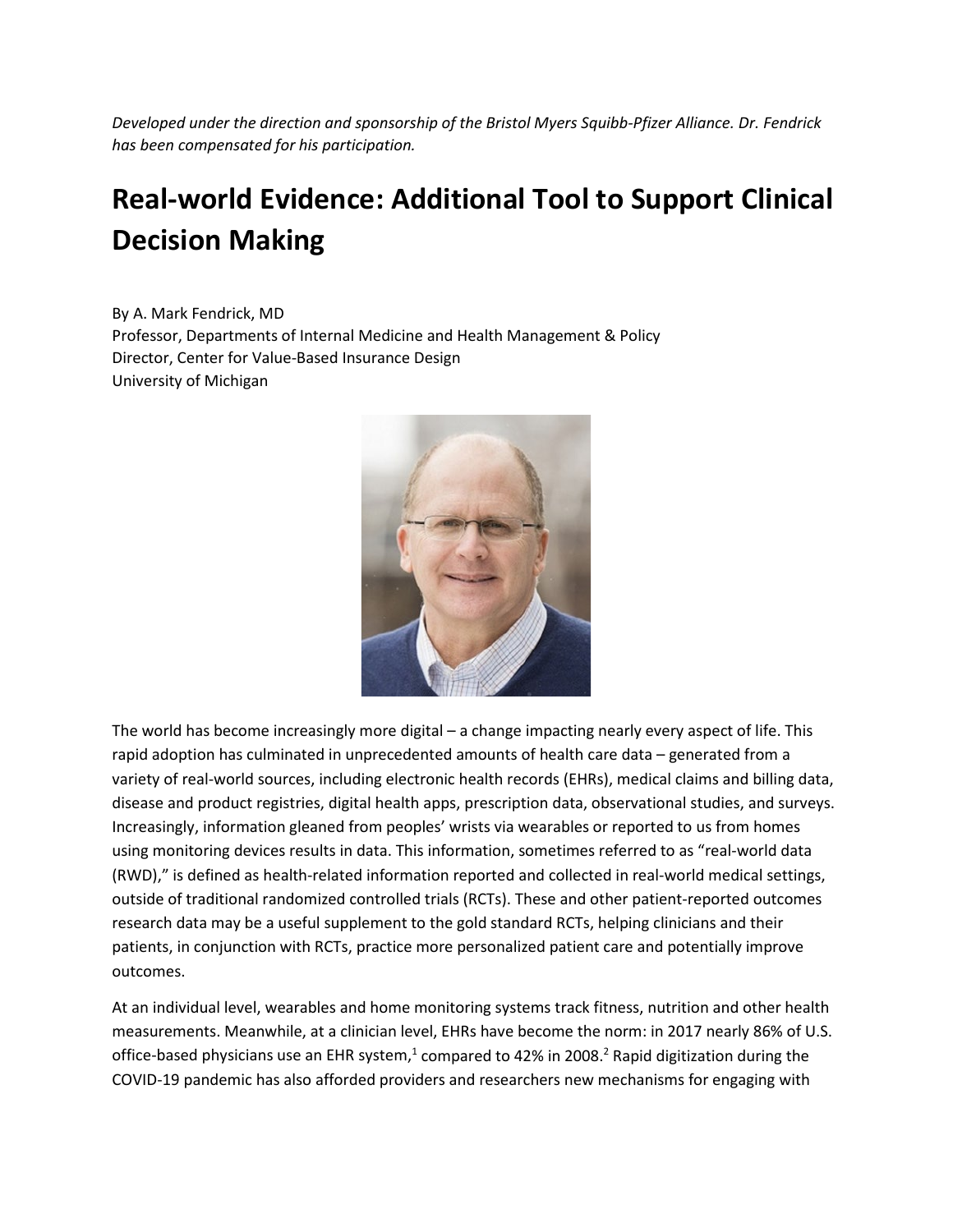*Developed under the direction and sponsorship of the Bristol Myers Squibb-Pfizer Alliance. Dr. Fendrick has been compensated for his participation.*

# Real-world Evidence: Additional Tool to Support Clinical Decision Making

By A. Mark Fendrick, MD
Professor, Departments of Internal Medicine and Health Management & Policy
Director, Center for Value-Based Insurance Design
University of Michigan

The world has become increasingly more digital – a change impacting nearly every aspect of life. This rapid adoption has culminated in unprecedented amounts of health care data – generated from a variety of real-world sources, including electronic health records (EHRs), medical claims and billing data, disease and product registries, digital health apps, prescription data, observational studies, and surveys. Increasingly, information gleaned from peoples' wrists via wearables or reported to us from homes using monitoring devices results in data. This information, sometimes referred to as "real-world data (RWD)," is defined as health-related information reported and collected in real-world medical settings, outside of traditional randomized controlled trials (RCTs). These and other patient-reported outcomes research data may be a useful supplement to the gold standard RCTs, helping clinicians and their patients, in conjunction with RCTs, practice more personalized patient care and potentially improve outcomes.

At an individual level, wearables and home monitoring systems track fitness, nutrition and other health measurements. Meanwhile, at a clinician level, EHRs have become the norm: in 2017 nearly 86% of U.S. office-based physicians use an EHR system,[1] compared to 42% in 2008.[2] Rapid digitization during the COVID-19 pandemic has also afforded providers and researchers new mechanisms for engaging with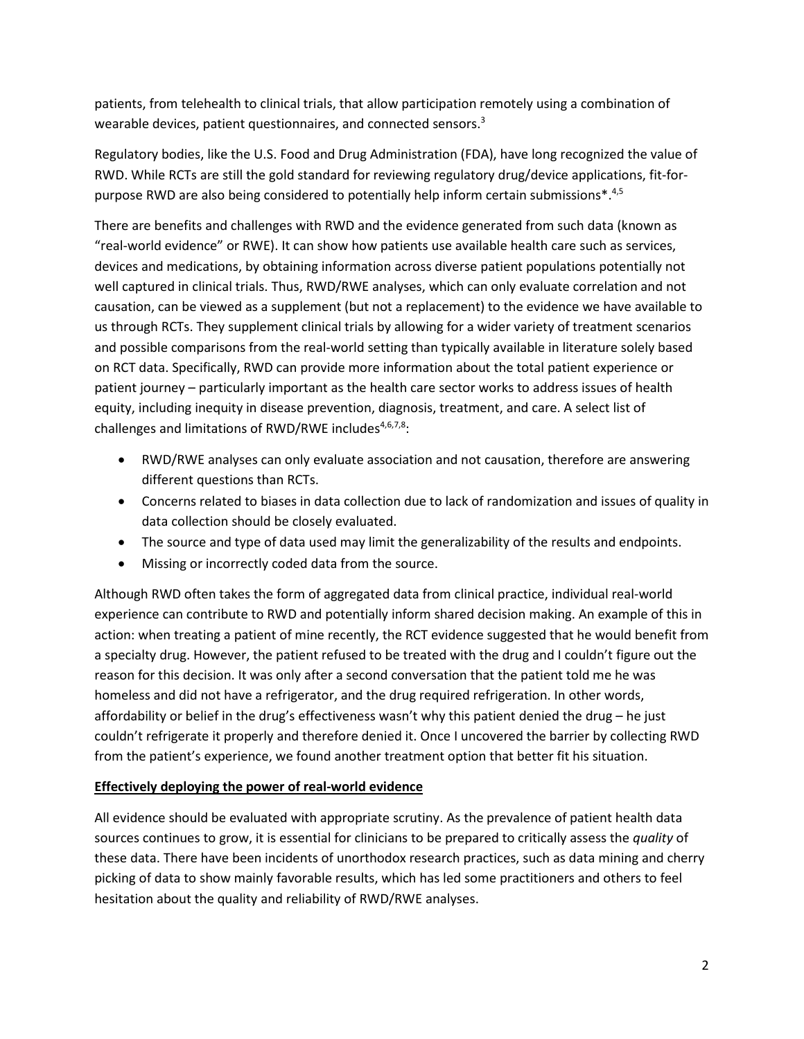patients, from telehealth to clinical trials, that allow participation remotely using a combination of wearable devices, patient questionnaires, and connected sensors.[3]

Regulatory bodies, like the U.S. Food and Drug Administration (FDA), have long recognized the value of RWD. While RCTs are still the gold standard for reviewing regulatory drug/device applications, fit-for-purpose RWD are also being considered to potentially help inform certain submissions*.[4,5]

There are benefits and challenges with RWD and the evidence generated from such data (known as "real-world evidence" or RWE). It can show how patients use available health care such as services, devices and medications, by obtaining information across diverse patient populations potentially not well captured in clinical trials. Thus, RWD/RWE analyses, which can only evaluate correlation and not causation, can be viewed as a supplement (but not a replacement) to the evidence we have available to us through RCTs. They supplement clinical trials by allowing for a wider variety of treatment scenarios and possible comparisons from the real-world setting than typically available in literature solely based on RCT data. Specifically, RWD can provide more information about the total patient experience or patient journey – particularly important as the health care sector works to address issues of health equity, including inequity in disease prevention, diagnosis, treatment, and care. A select list of challenges and limitations of RWD/RWE includes[4,6,7,8]:

- RWD/RWE analyses can only evaluate association and not causation, therefore are answering different questions than RCTs.
- Concerns related to biases in data collection due to lack of randomization and issues of quality in data collection should be closely evaluated.
- The source and type of data used may limit the generalizability of the results and endpoints.
- Missing or incorrectly coded data from the source.

Although RWD often takes the form of aggregated data from clinical practice, individual real-world experience can contribute to RWD and potentially inform shared decision making. An example of this in action: when treating a patient of mine recently, the RCT evidence suggested that he would benefit from a specialty drug. However, the patient refused to be treated with the drug and I couldn't figure out the reason for this decision. It was only after a second conversation that the patient told me he was homeless and did not have a refrigerator, and the drug required refrigeration. In other words, affordability or belief in the drug's effectiveness wasn't why this patient denied the drug – he just couldn't refrigerate it properly and therefore denied it. Once I uncovered the barrier by collecting RWD from the patient's experience, we found another treatment option that better fit his situation.

**Effectively deploying the power of real-world evidence**

All evidence should be evaluated with appropriate scrutiny. As the prevalence of patient health data sources continues to grow, it is essential for clinicians to be prepared to critically assess the *quality* of these data. There have been incidents of unorthodox research practices, such as data mining and cherry picking of data to show mainly favorable results, which has led some practitioners and others to feel hesitation about the quality and reliability of RWD/RWE analyses.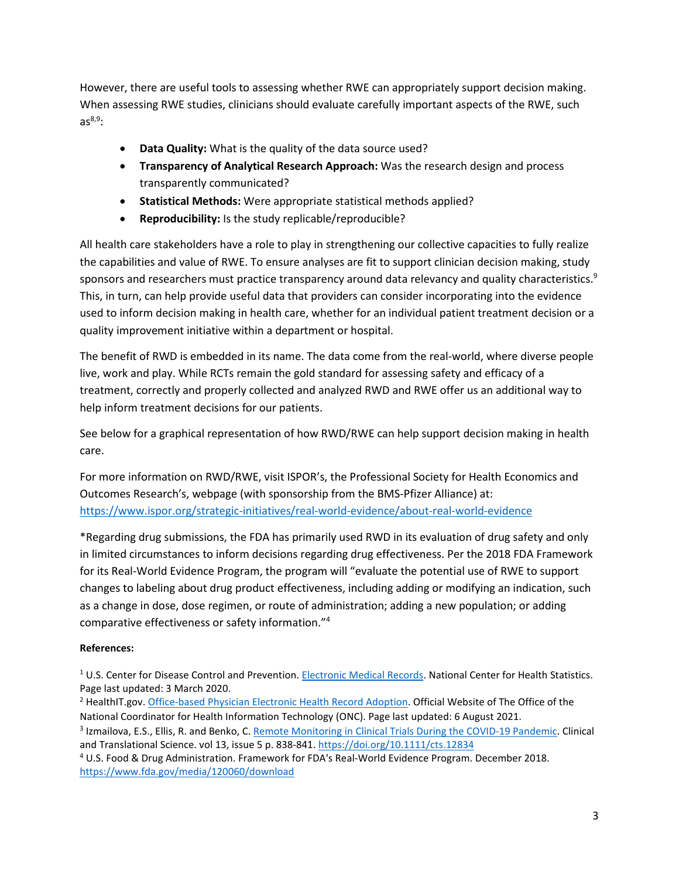However, there are useful tools to assessing whether RWE can appropriately support decision making. When assessing RWE studies, clinicians should evaluate carefully important aspects of the RWE, such as[8,9]:

- **Data Quality:** What is the quality of the data source used?
- **Transparency of Analytical Research Approach:** Was the research design and process transparently communicated?
- **Statistical Methods:** Were appropriate statistical methods applied?
- **Reproducibility:** Is the study replicable/reproducible?

All health care stakeholders have a role to play in strengthening our collective capacities to fully realize the capabilities and value of RWE. To ensure analyses are fit to support clinician decision making, study sponsors and researchers must practice transparency around data relevancy and quality characteristics.[9] This, in turn, can help provide useful data that providers can consider incorporating into the evidence used to inform decision making in health care, whether for an individual patient treatment decision or a quality improvement initiative within a department or hospital.

The benefit of RWD is embedded in its name. The data come from the real-world, where diverse people live, work and play. While RCTs remain the gold standard for assessing safety and efficacy of a treatment, correctly and properly collected and analyzed RWD and RWE offer us an additional way to help inform treatment decisions for our patients.

See below for a graphical representation of how RWD/RWE can help support decision making in health care.

For more information on RWD/RWE, visit ISPOR's, the Professional Society for Health Economics and Outcomes Research's, webpage (with sponsorship from the BMS-Pfizer Alliance) at: https://www.ispor.org/strategic-initiatives/real-world-evidence/about-real-world-evidence

*Regarding drug submissions, the FDA has primarily used RWD in its evaluation of drug safety and only in limited circumstances to inform decisions regarding drug effectiveness. Per the 2018 FDA Framework for its Real-World Evidence Program, the program will "evaluate the potential use of RWE to support changes to labeling about drug product effectiveness, including adding or modifying an indication, such as a change in dose, dose regimen, or route of administration; adding a new population; or adding comparative effectiveness or safety information."[4]

**References:**

[1] U.S. Center for Disease Control and Prevention. Electronic Medical Records. National Center for Health Statistics. Page last updated: 3 March 2020.

[2] HealthIT.gov. Office-based Physician Electronic Health Record Adoption. Official Website of The Office of the National Coordinator for Health Information Technology (ONC). Page last updated: 6 August 2021.

[3] Izmailova, E.S., Ellis, R. and Benko, C. Remote Monitoring in Clinical Trials During the COVID-19 Pandemic. Clinical and Translational Science. vol 13, issue 5 p. 838-841. https://doi.org/10.1111/cts.12834

[4] U.S. Food & Drug Administration. Framework for FDA's Real-World Evidence Program. December 2018. https://www.fda.gov/media/120060/download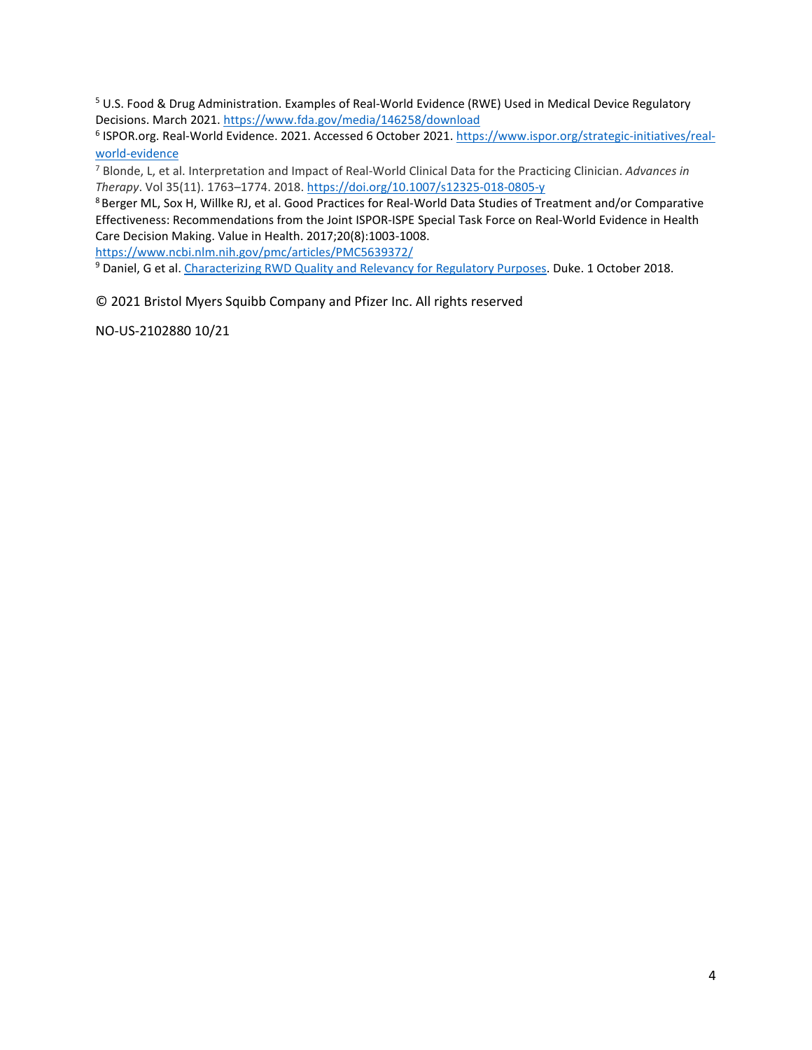[5] U.S. Food & Drug Administration. Examples of Real-World Evidence (RWE) Used in Medical Device Regulatory Decisions. March 2021. https://www.fda.gov/media/146258/download

[6] ISPOR.org. Real-World Evidence. 2021. Accessed 6 October 2021. https://www.ispor.org/strategic-initiatives/real-world-evidence

[7] Blonde, L, et al. Interpretation and Impact of Real-World Clinical Data for the Practicing Clinician. *Advances in Therapy*. Vol 35(11). 1763–1774. 2018. https://doi.org/10.1007/s12325-018-0805-y

[8] Berger ML, Sox H, Willke RJ, et al. Good Practices for Real-World Data Studies of Treatment and/or Comparative Effectiveness: Recommendations from the Joint ISPOR-ISPE Special Task Force on Real-World Evidence in Health Care Decision Making. Value in Health. 2017;20(8):1003-1008. https://www.ncbi.nlm.nih.gov/pmc/articles/PMC5639372/

[9] Daniel, G et al. Characterizing RWD Quality and Relevancy for Regulatory Purposes. Duke. 1 October 2018.

© 2021 Bristol Myers Squibb Company and Pfizer Inc. All rights reserved

NO-US-2102880 10/21